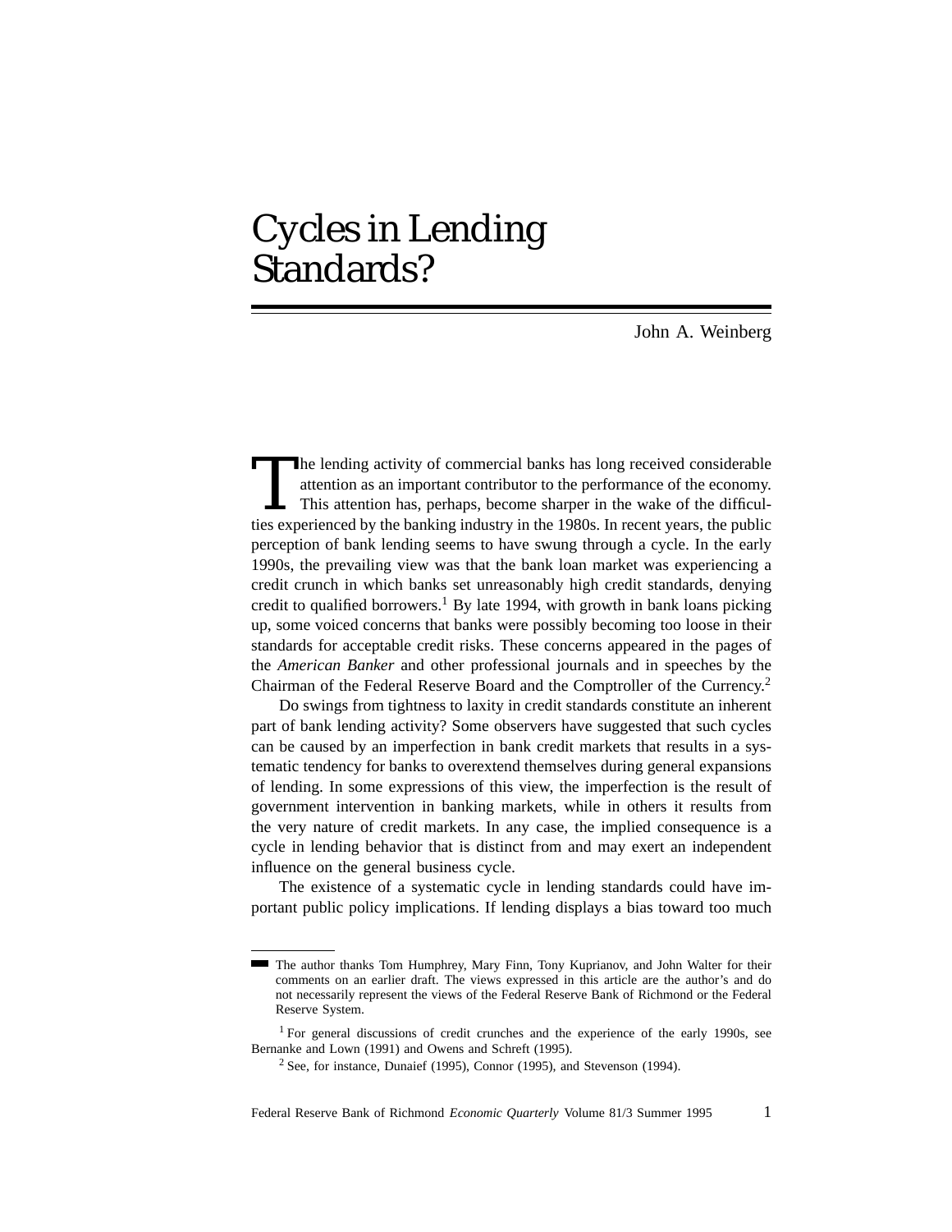# Cycles in Lending Standards?

John A. Weinberg

The lending activity of commercial banks has long received considerable attention as an important contributor to the performance of the economy. This attention has, perhaps, become sharper in the wake of the difficulties experienced by the banking industry in the 1980s. In recent years, the public perception of bank lending seems to have swung through a cycle. In the early 1990s, the prevailing view was that the bank loan market was experiencing a credit crunch in which banks set unreasonably high credit standards, denying credit to qualified borrowers.[1] By late 1994, with growth in bank loans picking up, some voiced concerns that banks were possibly becoming too loose in their standards for acceptable credit risks. These concerns appeared in the pages of the *American Banker* and other professional journals and in speeches by the Chairman of the Federal Reserve Board and the Comptroller of the Currency.[2]

Do swings from tightness to laxity in credit standards constitute an inherent part of bank lending activity? Some observers have suggested that such cycles can be caused by an imperfection in bank credit markets that results in a systematic tendency for banks to overextend themselves during general expansions of lending. In some expressions of this view, the imperfection is the result of government intervention in banking markets, while in others it results from the very nature of credit markets. In any case, the implied consequence is a cycle in lending behavior that is distinct from and may exert an independent influence on the general business cycle.

The existence of a systematic cycle in lending standards could have important public policy implications. If lending displays a bias toward too much

---

The author thanks Tom Humphrey, Mary Finn, Tony Kuprianov, and John Walter for their comments on an earlier draft. The views expressed in this article are the author's and do not necessarily represent the views of the Federal Reserve Bank of Richmond or the Federal Reserve System.

[1] For general discussions of credit crunches and the experience of the early 1990s, see Bernanke and Lown (1991) and Owens and Schreft (1995).

[2] See, for instance, Dunaief (1995), Connor (1995), and Stevenson (1994).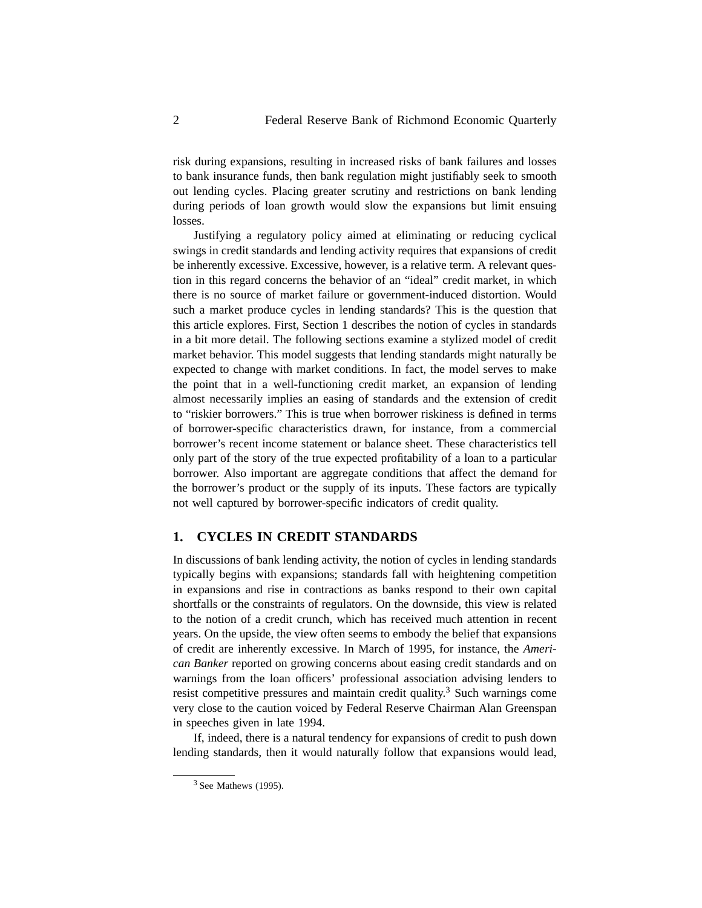risk during expansions, resulting in increased risks of bank failures and losses to bank insurance funds, then bank regulation might justifiably seek to smooth out lending cycles. Placing greater scrutiny and restrictions on bank lending during periods of loan growth would slow the expansions but limit ensuing losses.

Justifying a regulatory policy aimed at eliminating or reducing cyclical swings in credit standards and lending activity requires that expansions of credit be inherently excessive. Excessive, however, is a relative term. A relevant question in this regard concerns the behavior of an "ideal" credit market, in which there is no source of market failure or government-induced distortion. Would such a market produce cycles in lending standards? This is the question that this article explores. First, Section 1 describes the notion of cycles in standards in a bit more detail. The following sections examine a stylized model of credit market behavior. This model suggests that lending standards might naturally be expected to change with market conditions. In fact, the model serves to make the point that in a well-functioning credit market, an expansion of lending almost necessarily implies an easing of standards and the extension of credit to "riskier borrowers." This is true when borrower riskiness is defined in terms of borrower-specific characteristics drawn, for instance, from a commercial borrower's recent income statement or balance sheet. These characteristics tell only part of the story of the true expected profitability of a loan to a particular borrower. Also important are aggregate conditions that affect the demand for the borrower's product or the supply of its inputs. These factors are typically not well captured by borrower-specific indicators of credit quality.

## 1. CYCLES IN CREDIT STANDARDS

In discussions of bank lending activity, the notion of cycles in lending standards typically begins with expansions; standards fall with heightening competition in expansions and rise in contractions as banks respond to their own capital shortfalls or the constraints of regulators. On the downside, this view is related to the notion of a credit crunch, which has received much attention in recent years. On the upside, the view often seems to embody the belief that expansions of credit are inherently excessive. In March of 1995, for instance, the *American Banker* reported on growing concerns about easing credit standards and on warnings from the loan officers' professional association advising lenders to resist competitive pressures and maintain credit quality.[3] Such warnings come very close to the caution voiced by Federal Reserve Chairman Alan Greenspan in speeches given in late 1994.

If, indeed, there is a natural tendency for expansions of credit to push down lending standards, then it would naturally follow that expansions would lead,

[3] See Mathews (1995).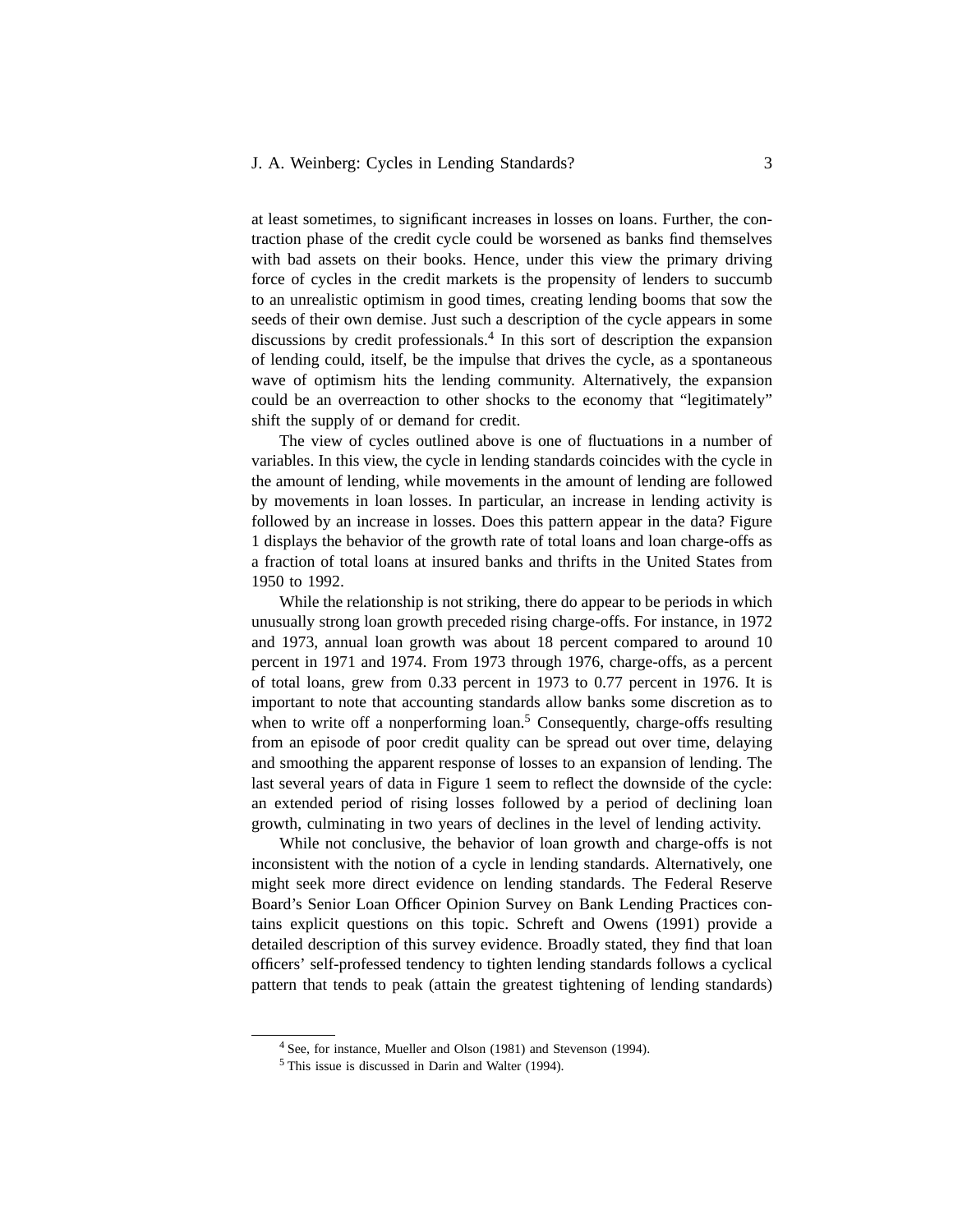at least sometimes, to significant increases in losses on loans. Further, the contraction phase of the credit cycle could be worsened as banks find themselves with bad assets on their books. Hence, under this view the primary driving force of cycles in the credit markets is the propensity of lenders to succumb to an unrealistic optimism in good times, creating lending booms that sow the seeds of their own demise. Just such a description of the cycle appears in some discussions by credit professionals.[4] In this sort of description the expansion of lending could, itself, be the impulse that drives the cycle, as a spontaneous wave of optimism hits the lending community. Alternatively, the expansion could be an overreaction to other shocks to the economy that "legitimately" shift the supply of or demand for credit.

The view of cycles outlined above is one of fluctuations in a number of variables. In this view, the cycle in lending standards coincides with the cycle in the amount of lending, while movements in the amount of lending are followed by movements in loan losses. In particular, an increase in lending activity is followed by an increase in losses. Does this pattern appear in the data? Figure 1 displays the behavior of the growth rate of total loans and loan charge-offs as a fraction of total loans at insured banks and thrifts in the United States from 1950 to 1992.

While the relationship is not striking, there do appear to be periods in which unusually strong loan growth preceded rising charge-offs. For instance, in 1972 and 1973, annual loan growth was about 18 percent compared to around 10 percent in 1971 and 1974. From 1973 through 1976, charge-offs, as a percent of total loans, grew from 0.33 percent in 1973 to 0.77 percent in 1976. It is important to note that accounting standards allow banks some discretion as to when to write off a nonperforming loan.[5] Consequently, charge-offs resulting from an episode of poor credit quality can be spread out over time, delaying and smoothing the apparent response of losses to an expansion of lending. The last several years of data in Figure 1 seem to reflect the downside of the cycle: an extended period of rising losses followed by a period of declining loan growth, culminating in two years of declines in the level of lending activity.

While not conclusive, the behavior of loan growth and charge-offs is not inconsistent with the notion of a cycle in lending standards. Alternatively, one might seek more direct evidence on lending standards. The Federal Reserve Board's Senior Loan Officer Opinion Survey on Bank Lending Practices contains explicit questions on this topic. Schreft and Owens (1991) provide a detailed description of this survey evidence. Broadly stated, they find that loan officers' self-professed tendency to tighten lending standards follows a cyclical pattern that tends to peak (attain the greatest tightening of lending standards)

---

[4] See, for instance, Mueller and Olson (1981) and Stevenson (1994).

[5] This issue is discussed in Darin and Walter (1994).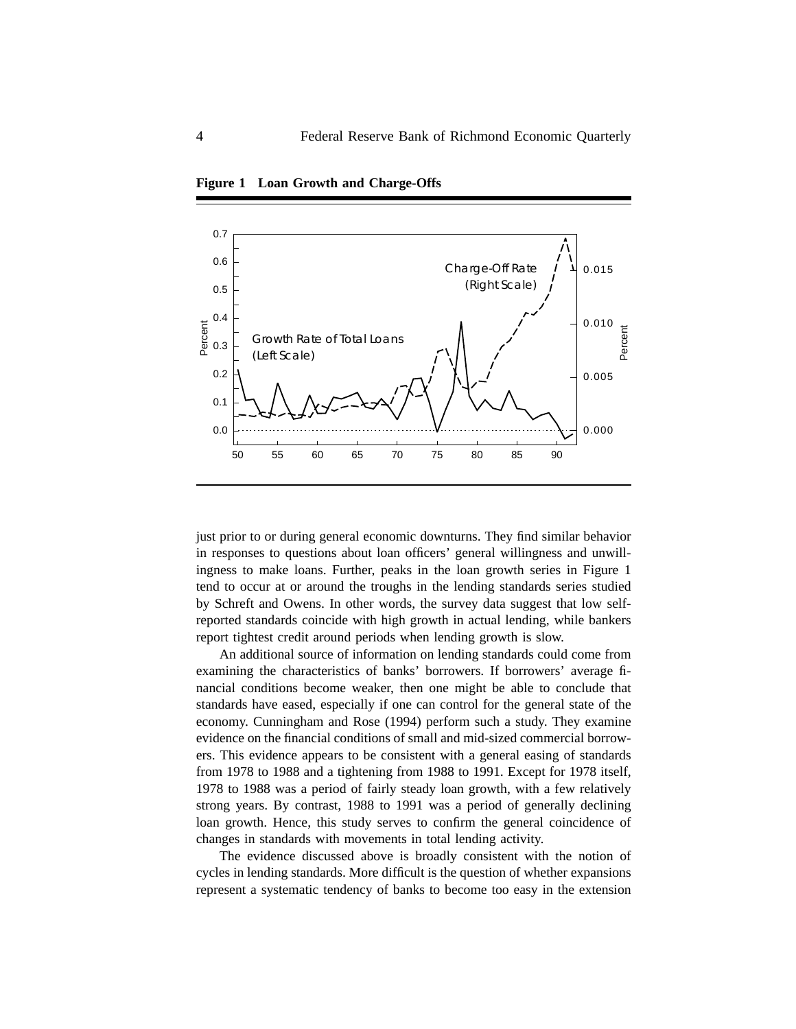**Figure 1 Loan Growth and Charge-Offs**

just prior to or during general economic downturns. They find similar behavior in responses to questions about loan officers' general willingness and unwillingness to make loans. Further, peaks in the loan growth series in Figure 1 tend to occur at or around the troughs in the lending standards series studied by Schreft and Owens. In other words, the survey data suggest that low self-reported standards coincide with high growth in actual lending, while bankers report tightest credit around periods when lending growth is slow.

An additional source of information on lending standards could come from examining the characteristics of banks' borrowers. If borrowers' average financial conditions become weaker, then one might be able to conclude that standards have eased, especially if one can control for the general state of the economy. Cunningham and Rose (1994) perform such a study. They examine evidence on the financial conditions of small and mid-sized commercial borrowers. This evidence appears to be consistent with a general easing of standards from 1978 to 1988 and a tightening from 1988 to 1991. Except for 1978 itself, 1978 to 1988 was a period of fairly steady loan growth, with a few relatively strong years. By contrast, 1988 to 1991 was a period of generally declining loan growth. Hence, this study serves to confirm the general coincidence of changes in standards with movements in total lending activity.

The evidence discussed above is broadly consistent with the notion of cycles in lending standards. More difficult is the question of whether expansions represent a systematic tendency of banks to become too easy in the extension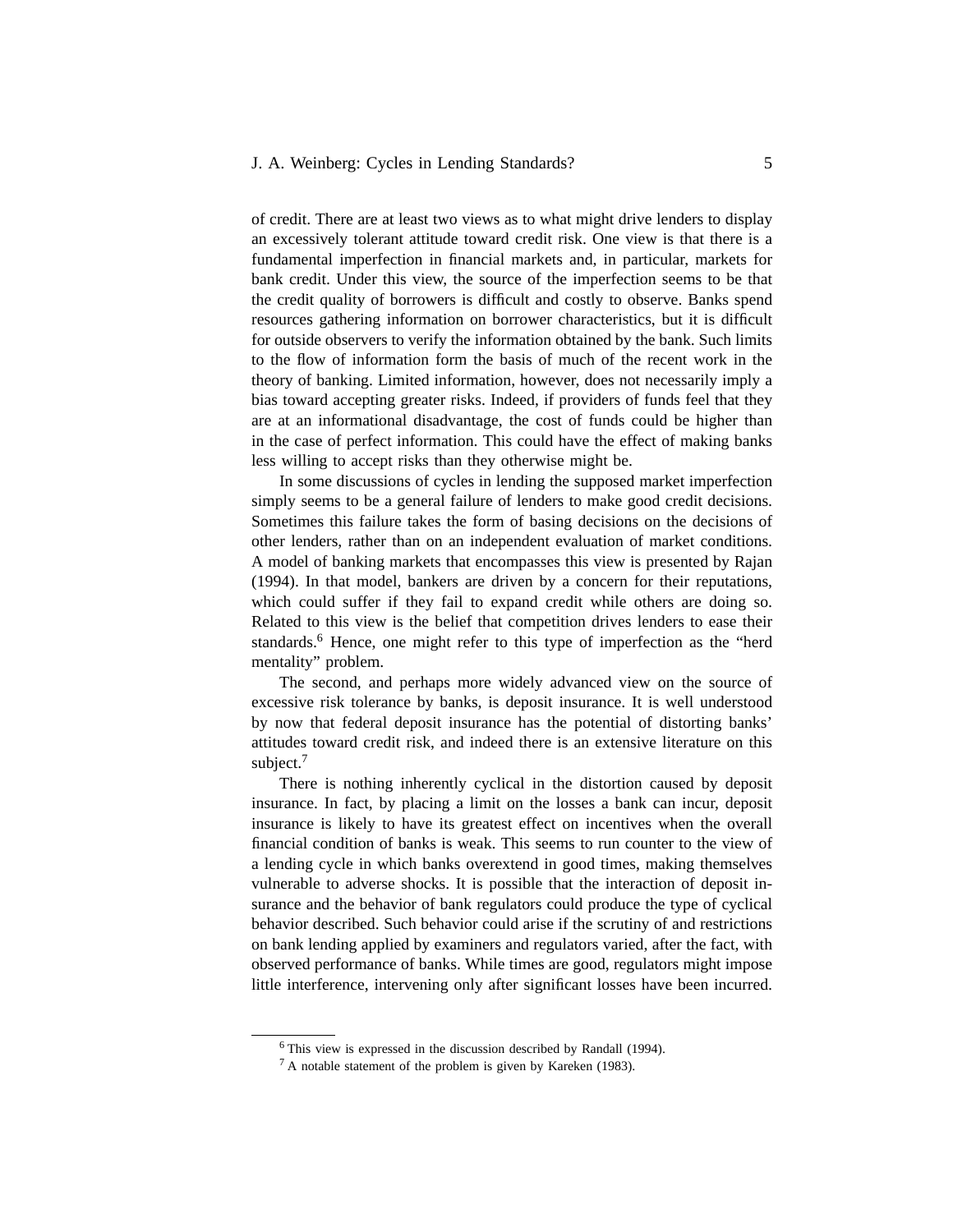of credit. There are at least two views as to what might drive lenders to display an excessively tolerant attitude toward credit risk. One view is that there is a fundamental imperfection in financial markets and, in particular, markets for bank credit. Under this view, the source of the imperfection seems to be that the credit quality of borrowers is difficult and costly to observe. Banks spend resources gathering information on borrower characteristics, but it is difficult for outside observers to verify the information obtained by the bank. Such limits to the flow of information form the basis of much of the recent work in the theory of banking. Limited information, however, does not necessarily imply a bias toward accepting greater risks. Indeed, if providers of funds feel that they are at an informational disadvantage, the cost of funds could be higher than in the case of perfect information. This could have the effect of making banks less willing to accept risks than they otherwise might be.

In some discussions of cycles in lending the supposed market imperfection simply seems to be a general failure of lenders to make good credit decisions. Sometimes this failure takes the form of basing decisions on the decisions of other lenders, rather than on an independent evaluation of market conditions. A model of banking markets that encompasses this view is presented by Rajan (1994). In that model, bankers are driven by a concern for their reputations, which could suffer if they fail to expand credit while others are doing so. Related to this view is the belief that competition drives lenders to ease their standards.[6] Hence, one might refer to this type of imperfection as the "herd mentality" problem.

The second, and perhaps more widely advanced view on the source of excessive risk tolerance by banks, is deposit insurance. It is well understood by now that federal deposit insurance has the potential of distorting banks' attitudes toward credit risk, and indeed there is an extensive literature on this subject.[7]

There is nothing inherently cyclical in the distortion caused by deposit insurance. In fact, by placing a limit on the losses a bank can incur, deposit insurance is likely to have its greatest effect on incentives when the overall financial condition of banks is weak. This seems to run counter to the view of a lending cycle in which banks overextend in good times, making themselves vulnerable to adverse shocks. It is possible that the interaction of deposit insurance and the behavior of bank regulators could produce the type of cyclical behavior described. Such behavior could arise if the scrutiny of and restrictions on bank lending applied by examiners and regulators varied, after the fact, with observed performance of banks. While times are good, regulators might impose little interference, intervening only after significant losses have been incurred.

[6] This view is expressed in the discussion described by Randall (1994).

[7] A notable statement of the problem is given by Kareken (1983).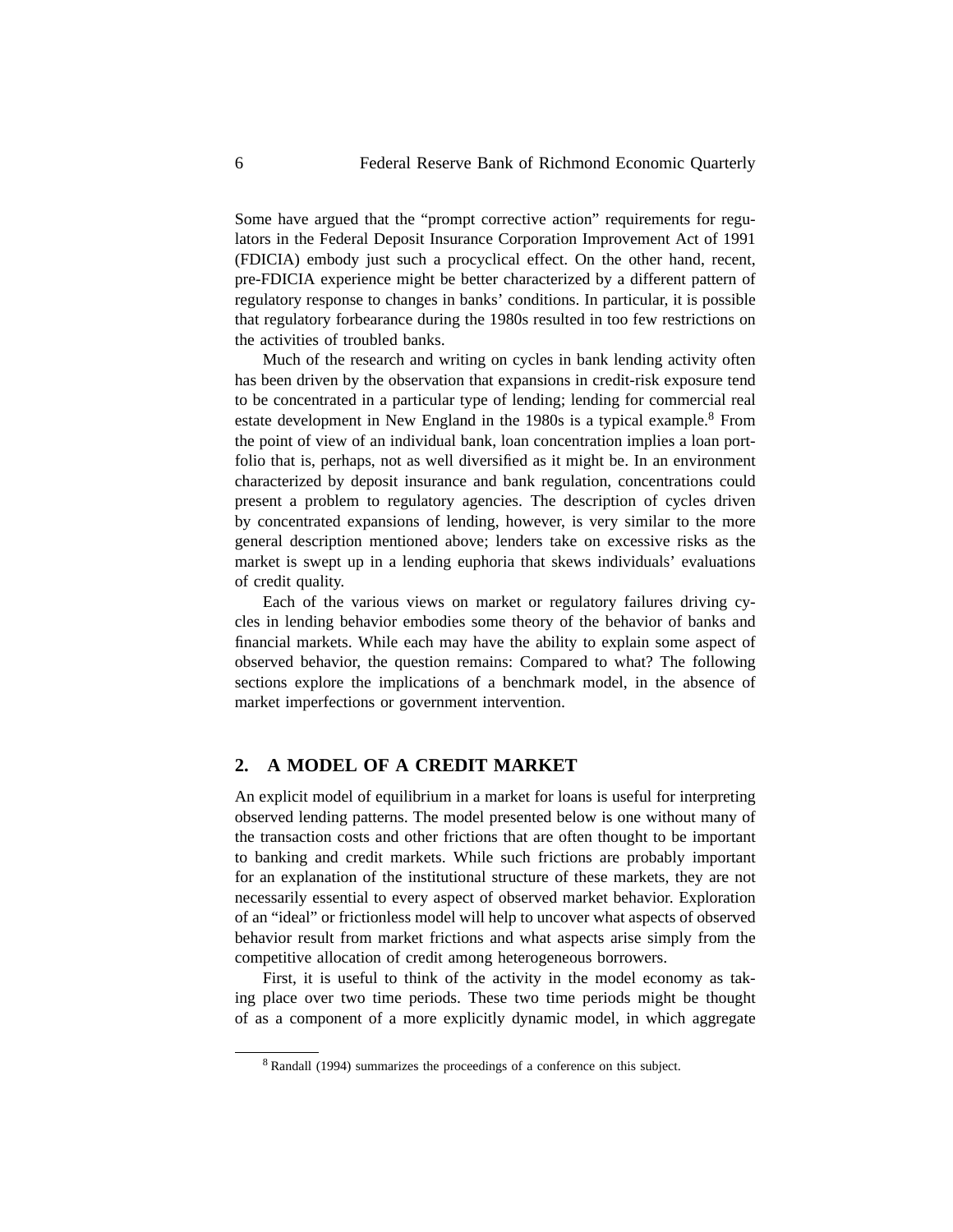Some have argued that the "prompt corrective action" requirements for regulators in the Federal Deposit Insurance Corporation Improvement Act of 1991 (FDICIA) embody just such a procyclical effect. On the other hand, recent, pre-FDICIA experience might be better characterized by a different pattern of regulatory response to changes in banks' conditions. In particular, it is possible that regulatory forbearance during the 1980s resulted in too few restrictions on the activities of troubled banks.

Much of the research and writing on cycles in bank lending activity often has been driven by the observation that expansions in credit-risk exposure tend to be concentrated in a particular type of lending; lending for commercial real estate development in New England in the 1980s is a typical example.[8] From the point of view of an individual bank, loan concentration implies a loan portfolio that is, perhaps, not as well diversified as it might be. In an environment characterized by deposit insurance and bank regulation, concentrations could present a problem to regulatory agencies. The description of cycles driven by concentrated expansions of lending, however, is very similar to the more general description mentioned above; lenders take on excessive risks as the market is swept up in a lending euphoria that skews individuals' evaluations of credit quality.

Each of the various views on market or regulatory failures driving cycles in lending behavior embodies some theory of the behavior of banks and financial markets. While each may have the ability to explain some aspect of observed behavior, the question remains: Compared to what? The following sections explore the implications of a benchmark model, in the absence of market imperfections or government intervention.

## 2. A MODEL OF A CREDIT MARKET

An explicit model of equilibrium in a market for loans is useful for interpreting observed lending patterns. The model presented below is one without many of the transaction costs and other frictions that are often thought to be important to banking and credit markets. While such frictions are probably important for an explanation of the institutional structure of these markets, they are not necessarily essential to every aspect of observed market behavior. Exploration of an "ideal" or frictionless model will help to uncover what aspects of observed behavior result from market frictions and what aspects arise simply from the competitive allocation of credit among heterogeneous borrowers.

First, it is useful to think of the activity in the model economy as taking place over two time periods. These two time periods might be thought of as a component of a more explicitly dynamic model, in which aggregate

[8] Randall (1994) summarizes the proceedings of a conference on this subject.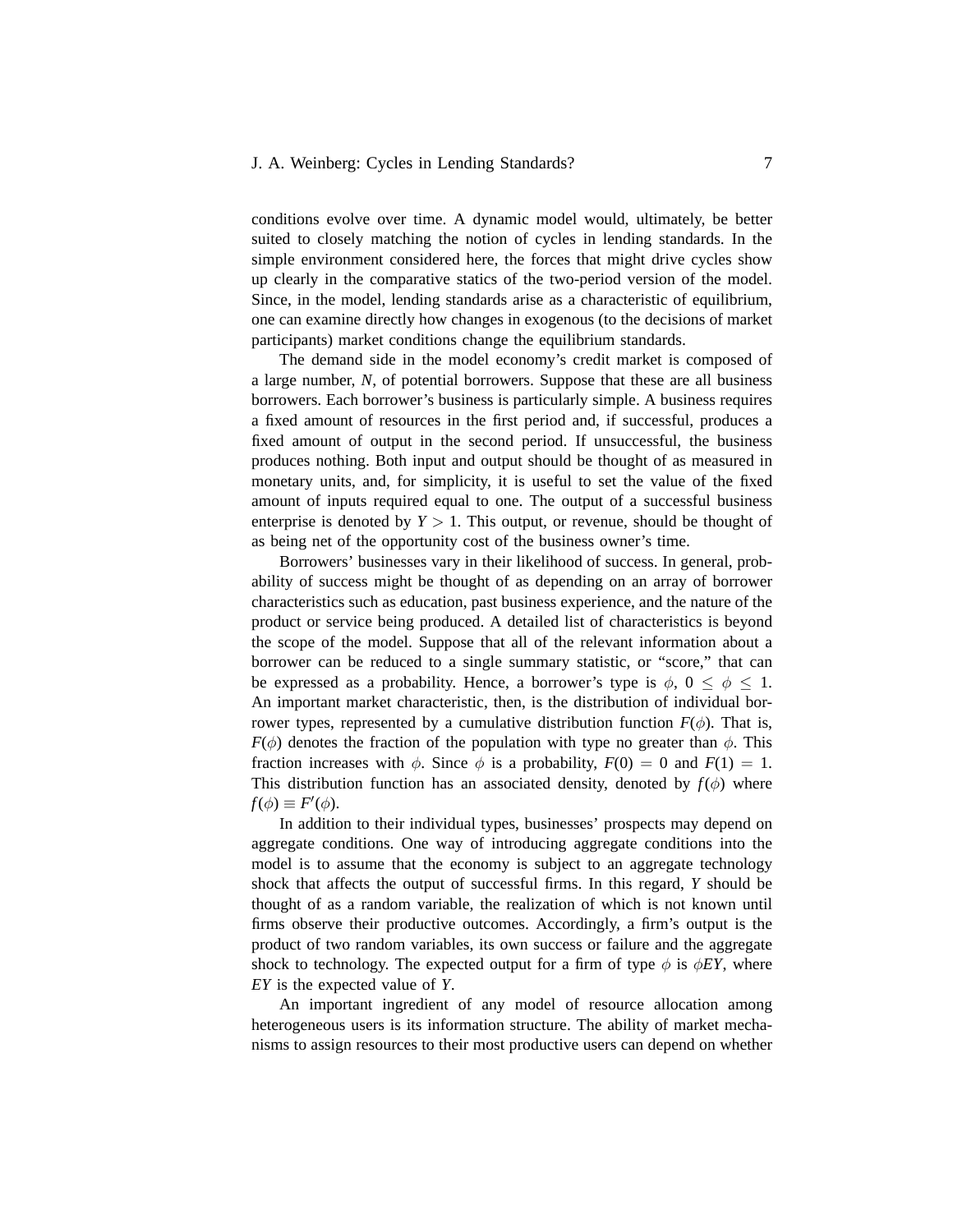conditions evolve over time. A dynamic model would, ultimately, be better suited to closely matching the notion of cycles in lending standards. In the simple environment considered here, the forces that might drive cycles show up clearly in the comparative statics of the two-period version of the model. Since, in the model, lending standards arise as a characteristic of equilibrium, one can examine directly how changes in exogenous (to the decisions of market participants) market conditions change the equilibrium standards.

The demand side in the model economy's credit market is composed of a large number, $N$, of potential borrowers. Suppose that these are all business borrowers. Each borrower's business is particularly simple. A business requires a fixed amount of resources in the first period and, if successful, produces a fixed amount of output in the second period. If unsuccessful, the business produces nothing. Both input and output should be thought of as measured in monetary units, and, for simplicity, it is useful to set the value of the fixed amount of inputs required equal to one. The output of a successful business enterprise is denoted by $Y > 1$. This output, or revenue, should be thought of as being net of the opportunity cost of the business owner's time.

Borrowers' businesses vary in their likelihood of success. In general, probability of success might be thought of as depending on an array of borrower characteristics such as education, past business experience, and the nature of the product or service being produced. A detailed list of characteristics is beyond the scope of the model. Suppose that all of the relevant information about a borrower can be reduced to a single summary statistic, or "score," that can be expressed as a probability. Hence, a borrower's type is $\phi$, $0 \leq \phi \leq 1$. An important market characteristic, then, is the distribution of individual borrower types, represented by a cumulative distribution function $F(\phi)$. That is, $F(\phi)$ denotes the fraction of the population with type no greater than $\phi$. This fraction increases with $\phi$. Since $\phi$ is a probability, $F(0) = 0$ and $F(1) = 1$. This distribution function has an associated density, denoted by $f(\phi)$ where $f(\phi) \equiv F'(\phi)$.

In addition to their individual types, businesses' prospects may depend on aggregate conditions. One way of introducing aggregate conditions into the model is to assume that the economy is subject to an aggregate technology shock that affects the output of successful firms. In this regard, $Y$ should be thought of as a random variable, the realization of which is not known until firms observe their productive outcomes. Accordingly, a firm's output is the product of two random variables, its own success or failure and the aggregate shock to technology. The expected output for a firm of type $\phi$ is $\phi EY$, where $EY$ is the expected value of $Y$.

An important ingredient of any model of resource allocation among heterogeneous users is its information structure. The ability of market mechanisms to assign resources to their most productive users can depend on whether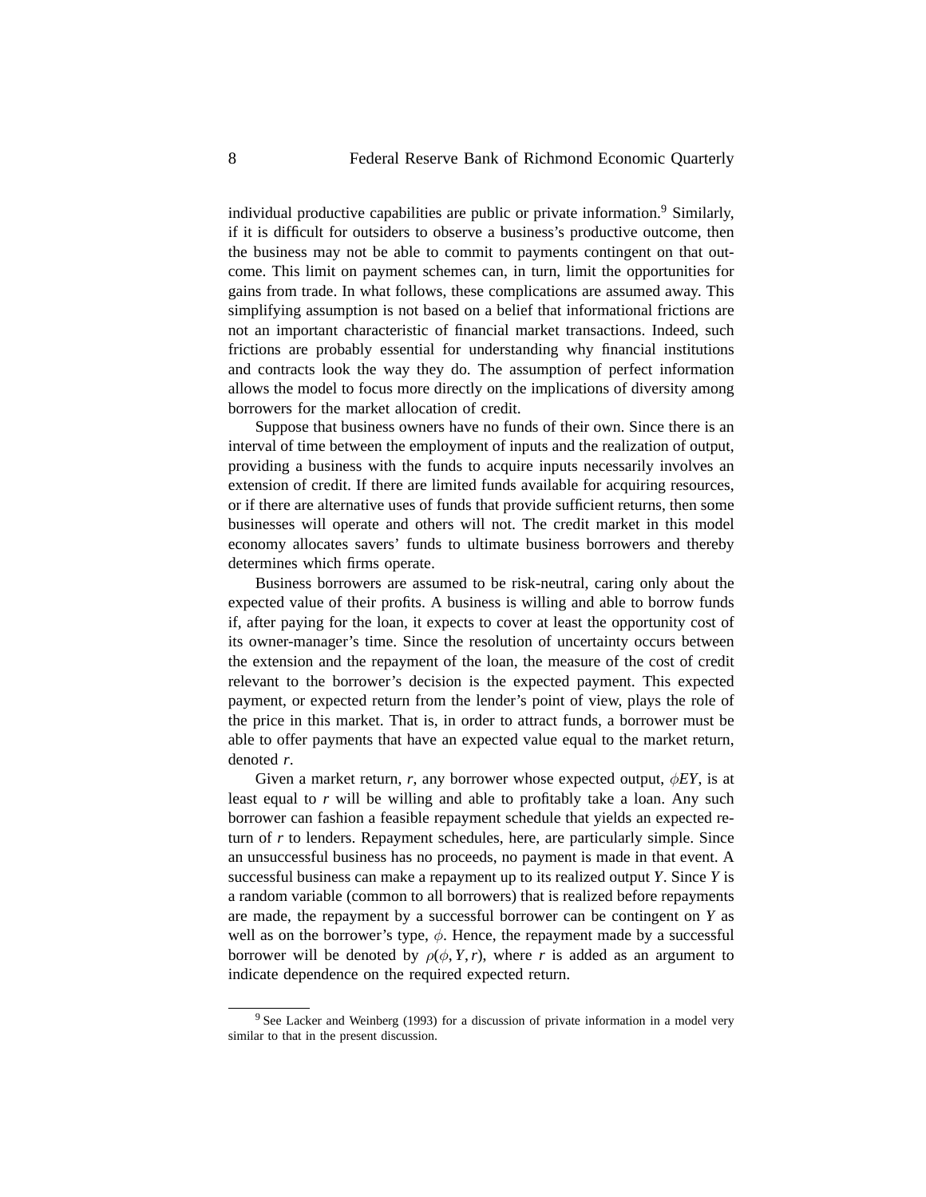individual productive capabilities are public or private information.[9] Similarly, if it is difficult for outsiders to observe a business's productive outcome, then the business may not be able to commit to payments contingent on that outcome. This limit on payment schemes can, in turn, limit the opportunities for gains from trade. In what follows, these complications are assumed away. This simplifying assumption is not based on a belief that informational frictions are not an important characteristic of financial market transactions. Indeed, such frictions are probably essential for understanding why financial institutions and contracts look the way they do. The assumption of perfect information allows the model to focus more directly on the implications of diversity among borrowers for the market allocation of credit.

Suppose that business owners have no funds of their own. Since there is an interval of time between the employment of inputs and the realization of output, providing a business with the funds to acquire inputs necessarily involves an extension of credit. If there are limited funds available for acquiring resources, or if there are alternative uses of funds that provide sufficient returns, then some businesses will operate and others will not. The credit market in this model economy allocates savers' funds to ultimate business borrowers and thereby determines which firms operate.

Business borrowers are assumed to be risk-neutral, caring only about the expected value of their profits. A business is willing and able to borrow funds if, after paying for the loan, it expects to cover at least the opportunity cost of its owner-manager's time. Since the resolution of uncertainty occurs between the extension and the repayment of the loan, the measure of the cost of credit relevant to the borrower's decision is the expected payment. This expected payment, or expected return from the lender's point of view, plays the role of the price in this market. That is, in order to attract funds, a borrower must be able to offer payments that have an expected value equal to the market return, denoted $r$.

Given a market return, $r$, any borrower whose expected output, $\phi EY$, is at least equal to $r$ will be willing and able to profitably take a loan. Any such borrower can fashion a feasible repayment schedule that yields an expected return of $r$ to lenders. Repayment schedules, here, are particularly simple. Since an unsuccessful business has no proceeds, no payment is made in that event. A successful business can make a repayment up to its realized output $Y$. Since $Y$ is a random variable (common to all borrowers) that is realized before repayments are made, the repayment by a successful borrower can be contingent on $Y$ as well as on the borrower's type, $\phi$. Hence, the repayment made by a successful borrower will be denoted by $\rho(\phi, Y, r)$, where $r$ is added as an argument to indicate dependence on the required expected return.

[9] See Lacker and Weinberg (1993) for a discussion of private information in a model very similar to that in the present discussion.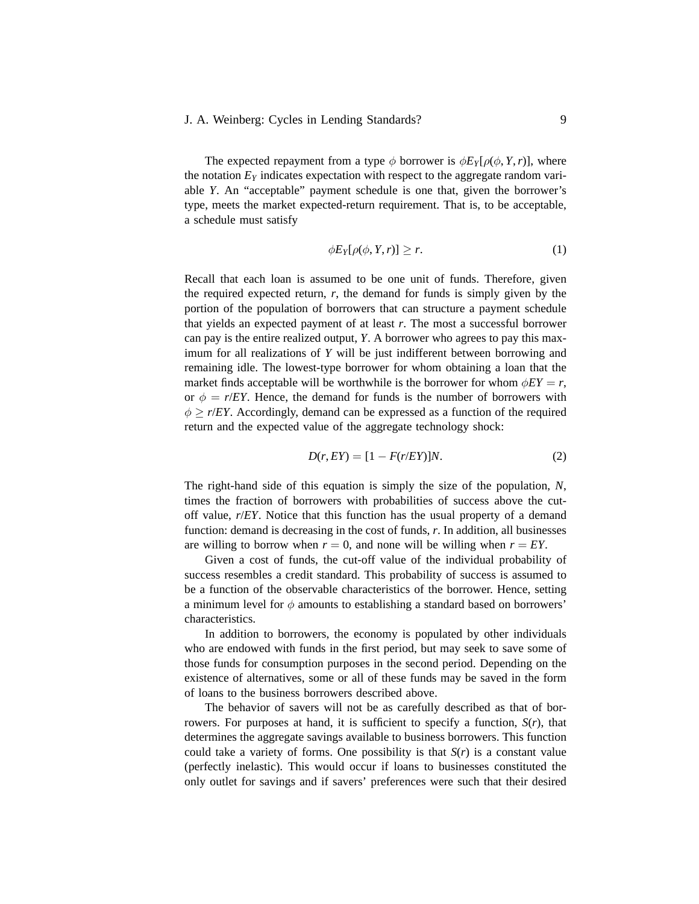The expected repayment from a type $\phi$ borrower is $\phi E_Y[\rho(\phi, Y, r)]$, where the notation $E_Y$ indicates expectation with respect to the aggregate random variable $Y$. An "acceptable" payment schedule is one that, given the borrower's type, meets the market expected-return requirement. That is, to be acceptable, a schedule must satisfy

$$\phi E_Y[\rho(\phi, Y, r)] \geq r. \tag{1}$$

Recall that each loan is assumed to be one unit of funds. Therefore, given the required expected return, $r$, the demand for funds is simply given by the portion of the population of borrowers that can structure a payment schedule that yields an expected payment of at least $r$. The most a successful borrower can pay is the entire realized output, $Y$. A borrower who agrees to pay this maximum for all realizations of $Y$ will be just indifferent between borrowing and remaining idle. The lowest-type borrower for whom obtaining a loan that the market finds acceptable will be worthwhile is the borrower for whom $\phi EY = r$, or $\phi = r/EY$. Hence, the demand for funds is the number of borrowers with $\phi \geq r/EY$. Accordingly, demand can be expressed as a function of the required return and the expected value of the aggregate technology shock:

$$D(r, EY) = [1 - F(r/EY)]N. \tag{2}$$

The right-hand side of this equation is simply the size of the population, $N$, times the fraction of borrowers with probabilities of success above the cut-off value, $r/EY$. Notice that this function has the usual property of a demand function: demand is decreasing in the cost of funds, $r$. In addition, all businesses are willing to borrow when $r = 0$, and none will be willing when $r = EY$.

Given a cost of funds, the cut-off value of the individual probability of success resembles a credit standard. This probability of success is assumed to be a function of the observable characteristics of the borrower. Hence, setting a minimum level for $\phi$ amounts to establishing a standard based on borrowers' characteristics.

In addition to borrowers, the economy is populated by other individuals who are endowed with funds in the first period, but may seek to save some of those funds for consumption purposes in the second period. Depending on the existence of alternatives, some or all of these funds may be saved in the form of loans to the business borrowers described above.

The behavior of savers will not be as carefully described as that of borrowers. For purposes at hand, it is sufficient to specify a function, $S(r)$, that determines the aggregate savings available to business borrowers. This function could take a variety of forms. One possibility is that $S(r)$ is a constant value (perfectly inelastic). This would occur if loans to businesses constituted the only outlet for savings and if savers' preferences were such that their desired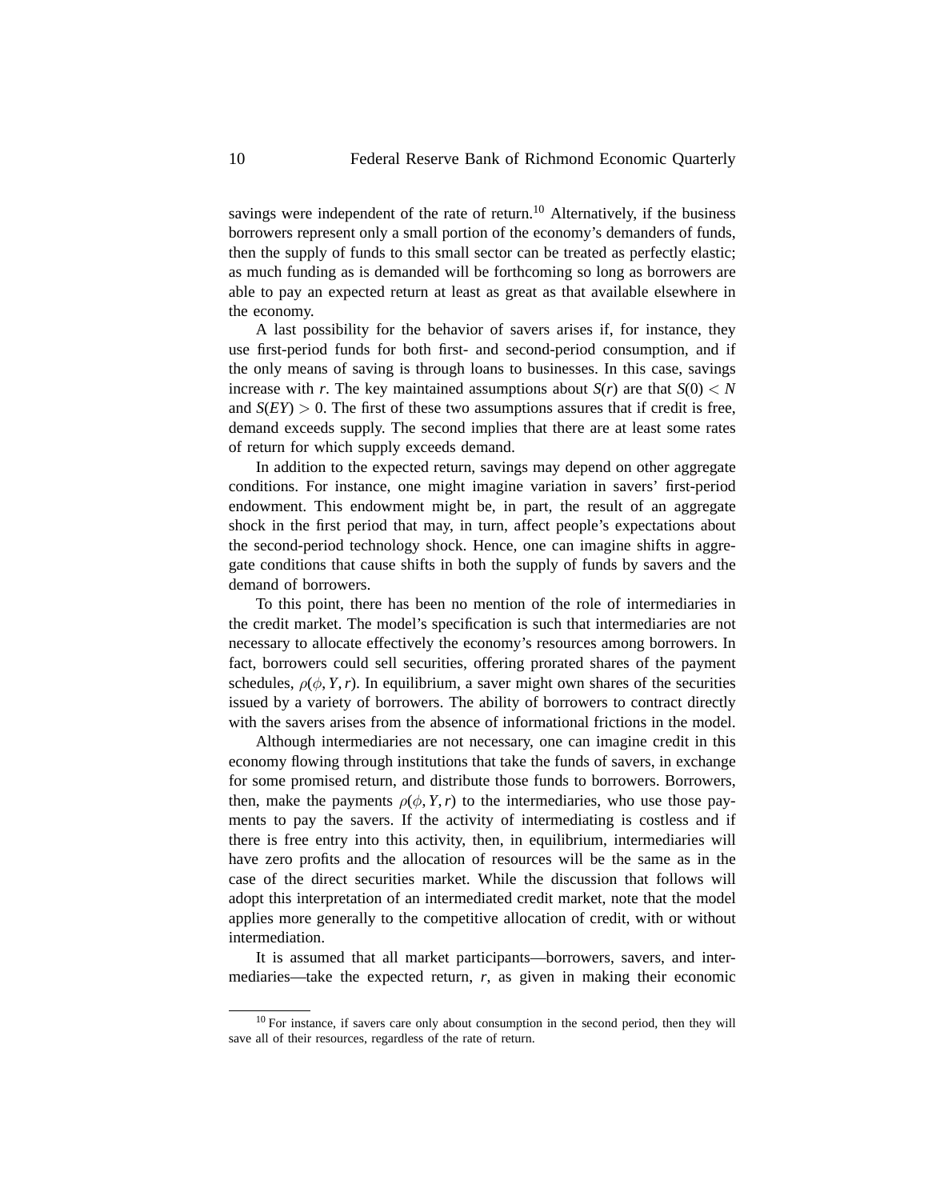savings were independent of the rate of return.[10] Alternatively, if the business borrowers represent only a small portion of the economy's demanders of funds, then the supply of funds to this small sector can be treated as perfectly elastic; as much funding as is demanded will be forthcoming so long as borrowers are able to pay an expected return at least as great as that available elsewhere in the economy.

A last possibility for the behavior of savers arises if, for instance, they use first-period funds for both first- and second-period consumption, and if the only means of saving is through loans to businesses. In this case, savings increase with $r$. The key maintained assumptions about $S(r)$ are that $S(0) < N$ and $S(EY) > 0$. The first of these two assumptions assures that if credit is free, demand exceeds supply. The second implies that there are at least some rates of return for which supply exceeds demand.

In addition to the expected return, savings may depend on other aggregate conditions. For instance, one might imagine variation in savers' first-period endowment. This endowment might be, in part, the result of an aggregate shock in the first period that may, in turn, affect people's expectations about the second-period technology shock. Hence, one can imagine shifts in aggregate conditions that cause shifts in both the supply of funds by savers and the demand of borrowers.

To this point, there has been no mention of the role of intermediaries in the credit market. The model's specification is such that intermediaries are not necessary to allocate effectively the economy's resources among borrowers. In fact, borrowers could sell securities, offering prorated shares of the payment schedules, $\rho(\phi, Y, r)$. In equilibrium, a saver might own shares of the securities issued by a variety of borrowers. The ability of borrowers to contract directly with the savers arises from the absence of informational frictions in the model.

Although intermediaries are not necessary, one can imagine credit in this economy flowing through institutions that take the funds of savers, in exchange for some promised return, and distribute those funds to borrowers. Borrowers, then, make the payments $\rho(\phi, Y, r)$ to the intermediaries, who use those payments to pay the savers. If the activity of intermediating is costless and if there is free entry into this activity, then, in equilibrium, intermediaries will have zero profits and the allocation of resources will be the same as in the case of the direct securities market. While the discussion that follows will adopt this interpretation of an intermediated credit market, note that the model applies more generally to the competitive allocation of credit, with or without intermediation.

It is assumed that all market participants—borrowers, savers, and intermediaries—take the expected return, $r$, as given in making their economic

[10] For instance, if savers care only about consumption in the second period, then they will save all of their resources, regardless of the rate of return.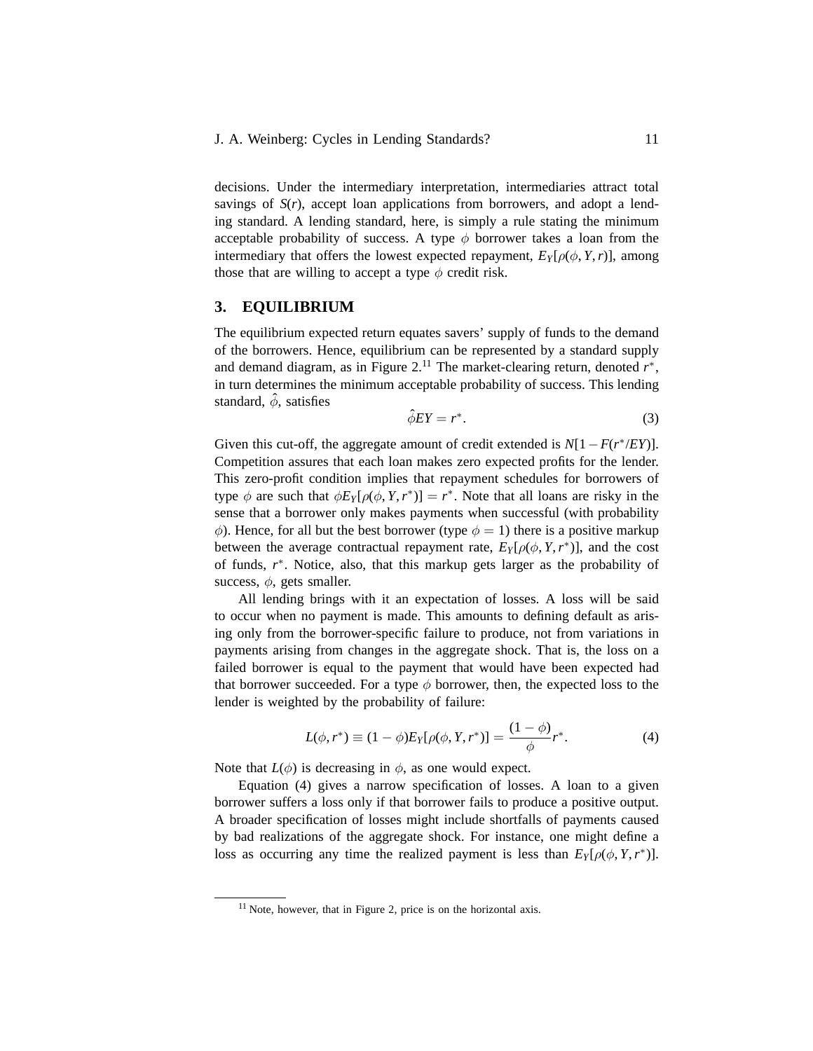decisions. Under the intermediary interpretation, intermediaries attract total savings of $S(r)$, accept loan applications from borrowers, and adopt a lending standard. A lending standard, here, is simply a rule stating the minimum acceptable probability of success. A type $\phi$ borrower takes a loan from the intermediary that offers the lowest expected repayment, $E_Y[\rho(\phi, Y, r)]$, among those that are willing to accept a type $\phi$ credit risk.

## 3. EQUILIBRIUM

The equilibrium expected return equates savers' supply of funds to the demand of the borrowers. Hence, equilibrium can be represented by a standard supply and demand diagram, as in Figure 2.[11] The market-clearing return, denoted $r^*$, in turn determines the minimum acceptable probability of success. This lending standard, $\hat{\phi}$, satisfies

$$\hat{\phi} EY = r^*. \tag{3}$$

Given this cut-off, the aggregate amount of credit extended is $N[1 - F(r^*/EY)]$. Competition assures that each loan makes zero expected profits for the lender. This zero-profit condition implies that repayment schedules for borrowers of type $\phi$ are such that $\phi E_Y[\rho(\phi, Y, r^*)] = r^*$. Note that all loans are risky in the sense that a borrower only makes payments when successful (with probability $\phi$). Hence, for all but the best borrower (type $\phi = 1$) there is a positive markup between the average contractual repayment rate, $E_Y[\rho(\phi, Y, r^*)]$, and the cost of funds, $r^*$. Notice, also, that this markup gets larger as the probability of success, $\phi$, gets smaller.

All lending brings with it an expectation of losses. A loss will be said to occur when no payment is made. This amounts to defining default as arising only from the borrower-specific failure to produce, not from variations in payments arising from changes in the aggregate shock. That is, the loss on a failed borrower is equal to the payment that would have been expected had that borrower succeeded. For a type $\phi$ borrower, then, the expected loss to the lender is weighted by the probability of failure:

$$L(\phi, r^*) \equiv (1 - \phi) E_Y[\rho(\phi, Y, r^*)] = \frac{(1 - \phi)}{\phi} r^*. \tag{4}$$

Note that $L(\phi)$ is decreasing in $\phi$, as one would expect.

Equation (4) gives a narrow specification of losses. A loan to a given borrower suffers a loss only if that borrower fails to produce a positive output. A broader specification of losses might include shortfalls of payments caused by bad realizations of the aggregate shock. For instance, one might define a loss as occurring any time the realized payment is less than $E_Y[\rho(\phi, Y, r^*)]$.

[11] Note, however, that in Figure 2, price is on the horizontal axis.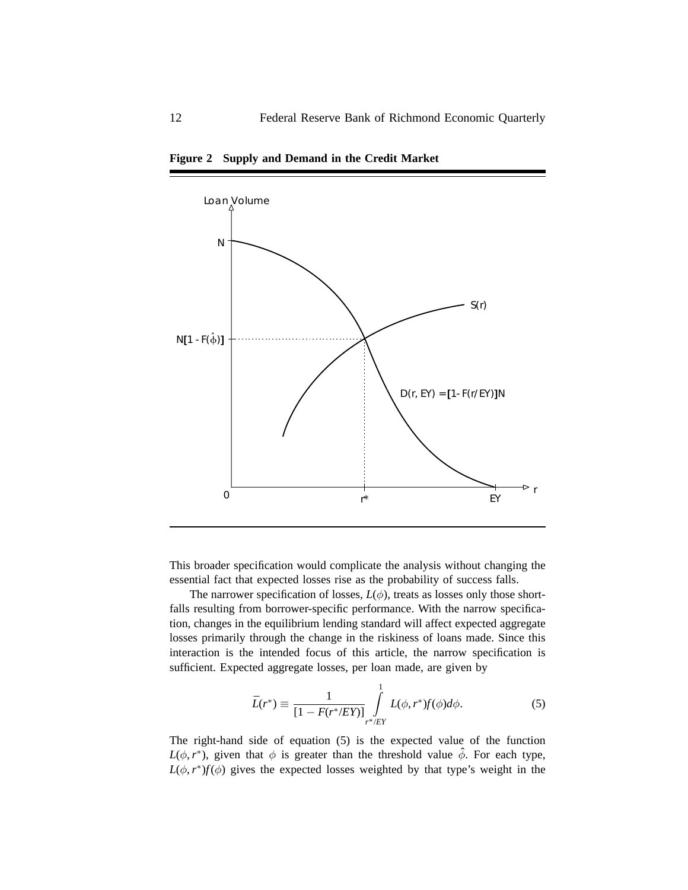**Figure 2 Supply and Demand in the Credit Market**

This broader specification would complicate the analysis without changing the essential fact that expected losses rise as the probability of success falls.

The narrower specification of losses, $L(\phi)$, treats as losses only those shortfalls resulting from borrower-specific performance. With the narrow specification, changes in the equilibrium lending standard will affect expected aggregate losses primarily through the change in the riskiness of loans made. Since this interaction is the intended focus of this article, the narrow specification is sufficient. Expected aggregate losses, per loan made, are given by

$$\bar{L}(r^*) \equiv \frac{1}{[1 - F(r^*/EY)]} \int_{r^*/EY}^{1} L(\phi, r^*) f(\phi) d\phi. \tag{5}$$

The right-hand side of equation (5) is the expected value of the function $L(\phi, r^*)$, given that $\phi$ is greater than the threshold value $\hat{\phi}$. For each type, $L(\phi, r^*)f(\phi)$ gives the expected losses weighted by that type's weight in the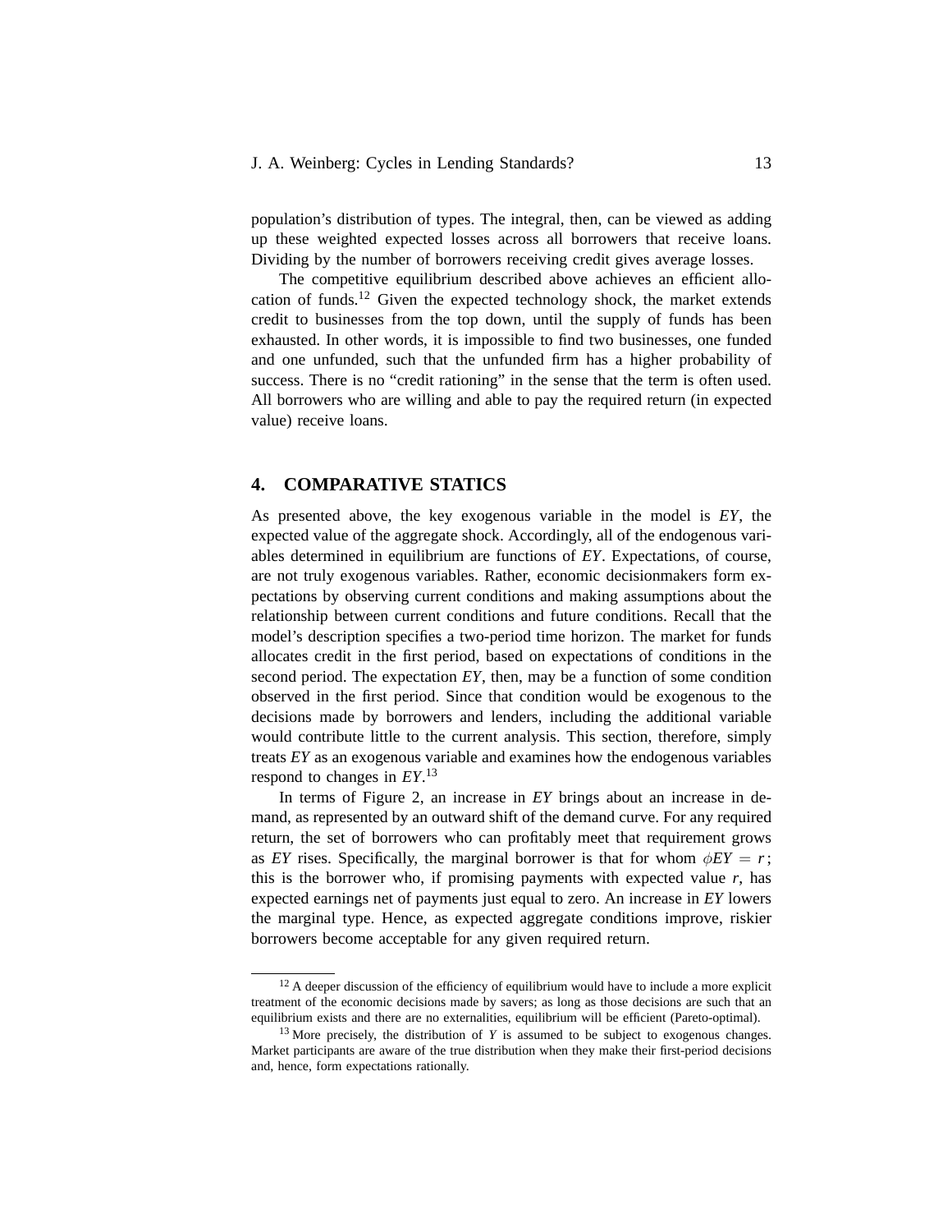population's distribution of types. The integral, then, can be viewed as adding up these weighted expected losses across all borrowers that receive loans. Dividing by the number of borrowers receiving credit gives average losses.

The competitive equilibrium described above achieves an efficient allocation of funds.[12] Given the expected technology shock, the market extends credit to businesses from the top down, until the supply of funds has been exhausted. In other words, it is impossible to find two businesses, one funded and one unfunded, such that the unfunded firm has a higher probability of success. There is no "credit rationing" in the sense that the term is often used. All borrowers who are willing and able to pay the required return (in expected value) receive loans.

## 4. COMPARATIVE STATICS

As presented above, the key exogenous variable in the model is $EY$, the expected value of the aggregate shock. Accordingly, all of the endogenous variables determined in equilibrium are functions of $EY$. Expectations, of course, are not truly exogenous variables. Rather, economic decisionmakers form expectations by observing current conditions and making assumptions about the relationship between current conditions and future conditions. Recall that the model's description specifies a two-period time horizon. The market for funds allocates credit in the first period, based on expectations of conditions in the second period. The expectation $EY$, then, may be a function of some condition observed in the first period. Since that condition would be exogenous to the decisions made by borrowers and lenders, including the additional variable would contribute little to the current analysis. This section, therefore, simply treats $EY$ as an exogenous variable and examines how the endogenous variables respond to changes in $EY$.[13]

In terms of Figure 2, an increase in $EY$ brings about an increase in demand, as represented by an outward shift of the demand curve. For any required return, the set of borrowers who can profitably meet that requirement grows as $EY$ rises. Specifically, the marginal borrower is that for whom $\phi EY = r$; this is the borrower who, if promising payments with expected value $r$, has expected earnings net of payments just equal to zero. An increase in $EY$ lowers the marginal type. Hence, as expected aggregate conditions improve, riskier borrowers become acceptable for any given required return.

---

[12] A deeper discussion of the efficiency of equilibrium would have to include a more explicit treatment of the economic decisions made by savers; as long as those decisions are such that an equilibrium exists and there are no externalities, equilibrium will be efficient (Pareto-optimal).

[13] More precisely, the distribution of $Y$ is assumed to be subject to exogenous changes. Market participants are aware of the true distribution when they make their first-period decisions and, hence, form expectations rationally.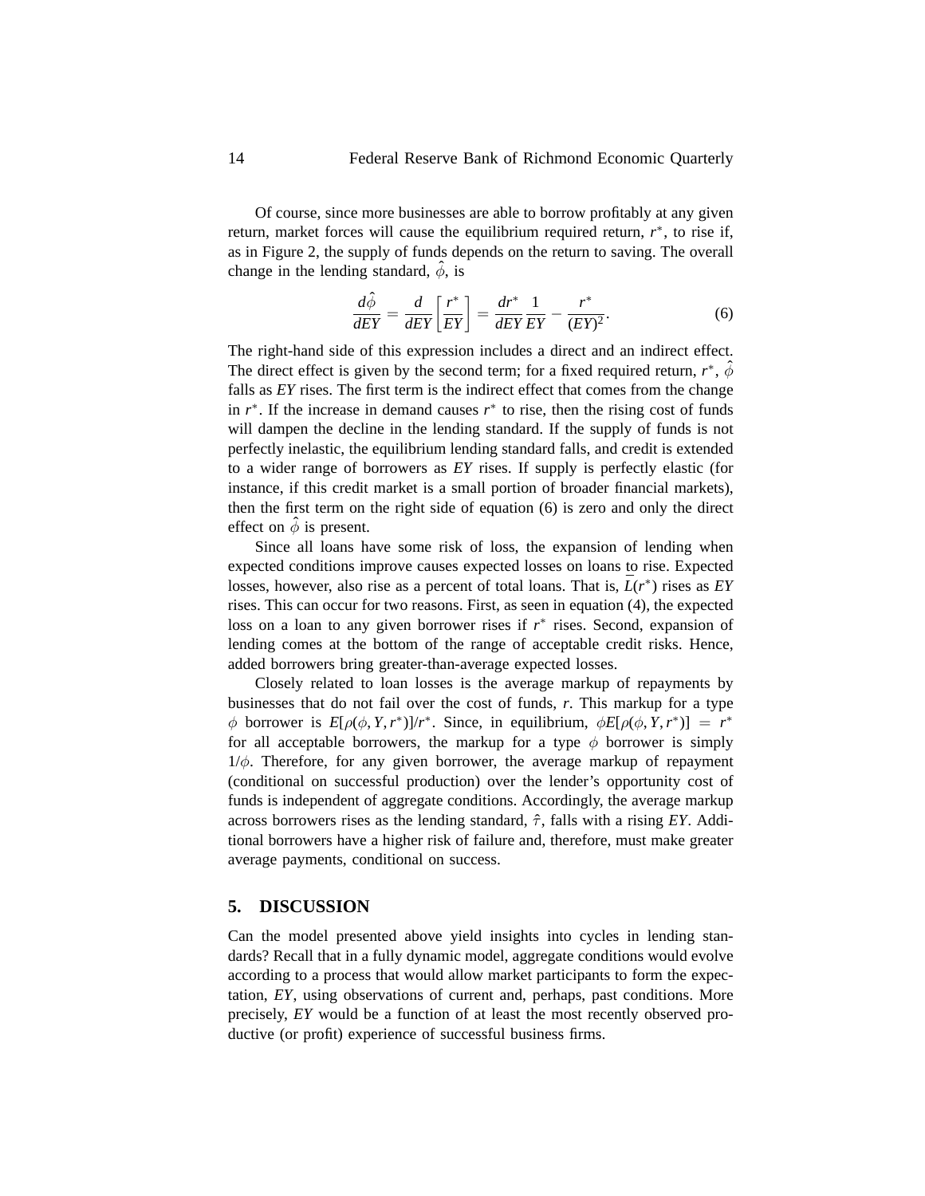Of course, since more businesses are able to borrow profitably at any given return, market forces will cause the equilibrium required return, $r^*$, to rise if, as in Figure 2, the supply of funds depends on the return to saving. The overall change in the lending standard, $\hat{\phi}$, is

$$\frac{d\hat{\phi}}{dEY} = \frac{d}{dEY}\left[\frac{r^*}{EY}\right] = \frac{dr^*}{dEY}\frac{1}{EY} - \frac{r^*}{(EY)^2}. \tag{6}$$

The right-hand side of this expression includes a direct and an indirect effect. The direct effect is given by the second term; for a fixed required return, $r^*$, $\hat{\phi}$ falls as $EY$ rises. The first term is the indirect effect that comes from the change in $r^*$. If the increase in demand causes $r^*$ to rise, then the rising cost of funds will dampen the decline in the lending standard. If the supply of funds is not perfectly inelastic, the equilibrium lending standard falls, and credit is extended to a wider range of borrowers as $EY$ rises. If supply is perfectly elastic (for instance, if this credit market is a small portion of broader financial markets), then the first term on the right side of equation (6) is zero and only the direct effect on $\hat{\phi}$ is present.

Since all loans have some risk of loss, the expansion of lending when expected conditions improve causes expected losses on loans to rise. Expected losses, however, also rise as a percent of total loans. That is, $\underline{L}(r^*)$ rises as $EY$ rises. This can occur for two reasons. First, as seen in equation (4), the expected loss on a loan to any given borrower rises if $r^*$ rises. Second, expansion of lending comes at the bottom of the range of acceptable credit risks. Hence, added borrowers bring greater-than-average expected losses.

Closely related to loan losses is the average markup of repayments by businesses that do not fail over the cost of funds, $r$. This markup for a type $\phi$ borrower is $E[\rho(\phi, Y, r^*)]/r^*$. Since, in equilibrium, $\phi E[\rho(\phi, Y, r^*)] = r^*$ for all acceptable borrowers, the markup for a type $\phi$ borrower is simply $1/\phi$. Therefore, for any given borrower, the average markup of repayment (conditional on successful production) over the lender's opportunity cost of funds is independent of aggregate conditions. Accordingly, the average markup across borrowers rises as the lending standard, $\hat{r}$, falls with a rising $EY$. Additional borrowers have a higher risk of failure and, therefore, must make greater average payments, conditional on success.

## 5. DISCUSSION

Can the model presented above yield insights into cycles in lending standards? Recall that in a fully dynamic model, aggregate conditions would evolve according to a process that would allow market participants to form the expectation, $EY$, using observations of current and, perhaps, past conditions. More precisely, $EY$ would be a function of at least the most recently observed productive (or profit) experience of successful business firms.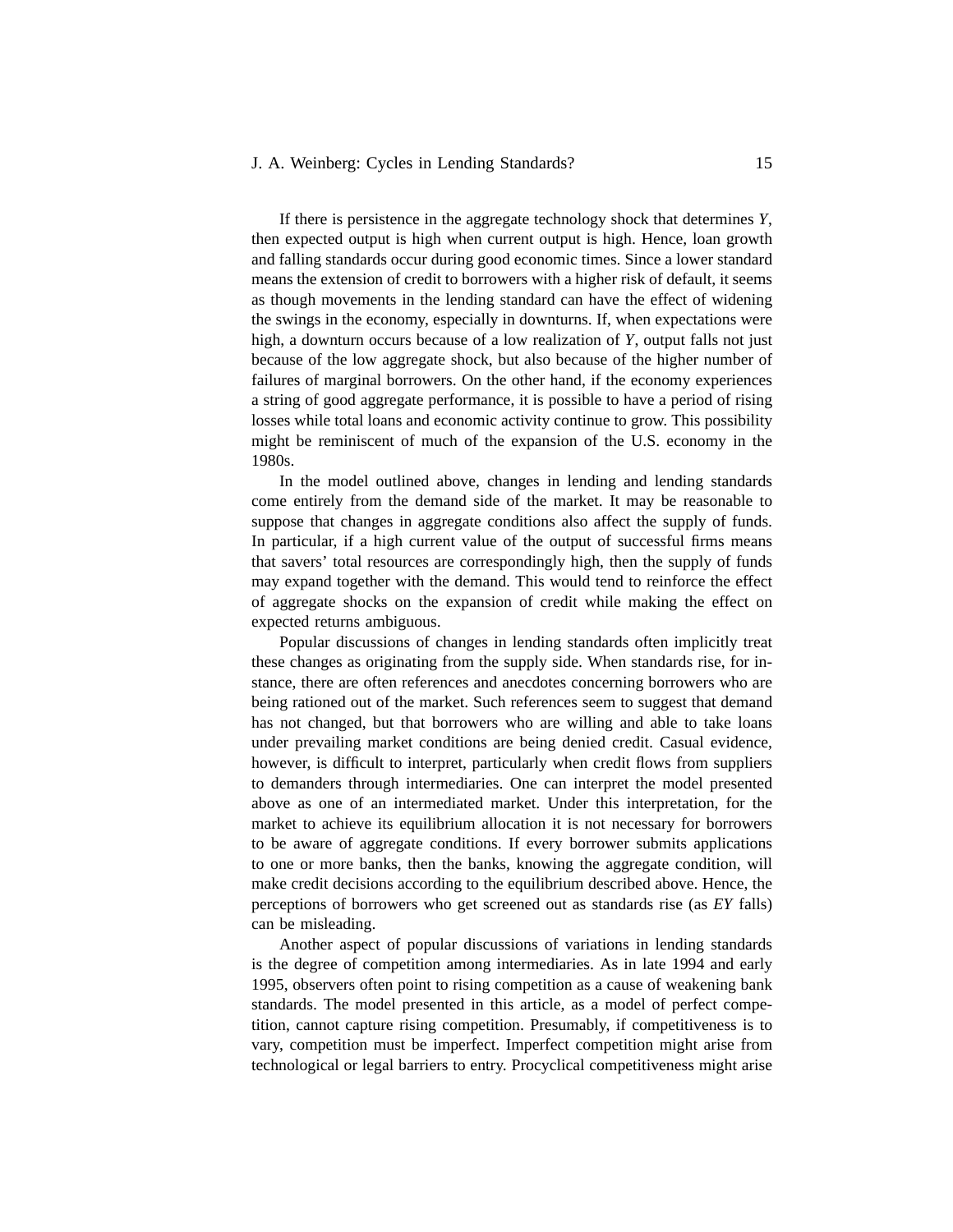If there is persistence in the aggregate technology shock that determines $Y$, then expected output is high when current output is high. Hence, loan growth and falling standards occur during good economic times. Since a lower standard means the extension of credit to borrowers with a higher risk of default, it seems as though movements in the lending standard can have the effect of widening the swings in the economy, especially in downturns. If, when expectations were high, a downturn occurs because of a low realization of $Y$, output falls not just because of the low aggregate shock, but also because of the higher number of failures of marginal borrowers. On the other hand, if the economy experiences a string of good aggregate performance, it is possible to have a period of rising losses while total loans and economic activity continue to grow. This possibility might be reminiscent of much of the expansion of the U.S. economy in the 1980s.

In the model outlined above, changes in lending and lending standards come entirely from the demand side of the market. It may be reasonable to suppose that changes in aggregate conditions also affect the supply of funds. In particular, if a high current value of the output of successful firms means that savers' total resources are correspondingly high, then the supply of funds may expand together with the demand. This would tend to reinforce the effect of aggregate shocks on the expansion of credit while making the effect on expected returns ambiguous.

Popular discussions of changes in lending standards often implicitly treat these changes as originating from the supply side. When standards rise, for instance, there are often references and anecdotes concerning borrowers who are being rationed out of the market. Such references seem to suggest that demand has not changed, but that borrowers who are willing and able to take loans under prevailing market conditions are being denied credit. Casual evidence, however, is difficult to interpret, particularly when credit flows from suppliers to demanders through intermediaries. One can interpret the model presented above as one of an intermediated market. Under this interpretation, for the market to achieve its equilibrium allocation it is not necessary for borrowers to be aware of aggregate conditions. If every borrower submits applications to one or more banks, then the banks, knowing the aggregate condition, will make credit decisions according to the equilibrium described above. Hence, the perceptions of borrowers who get screened out as standards rise (as $EY$ falls) can be misleading.

Another aspect of popular discussions of variations in lending standards is the degree of competition among intermediaries. As in late 1994 and early 1995, observers often point to rising competition as a cause of weakening bank standards. The model presented in this article, as a model of perfect competition, cannot capture rising competition. Presumably, if competitiveness is to vary, competition must be imperfect. Imperfect competition might arise from technological or legal barriers to entry. Procyclical competitiveness might arise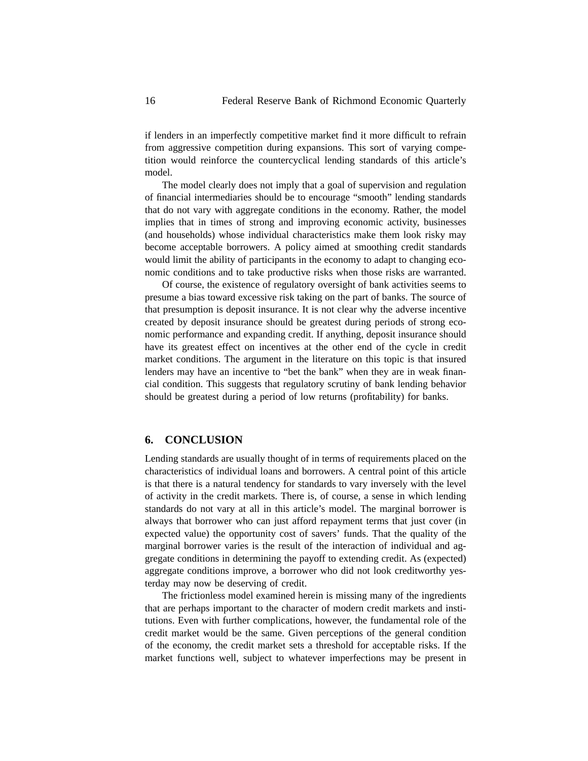if lenders in an imperfectly competitive market find it more difficult to refrain from aggressive competition during expansions. This sort of varying competition would reinforce the countercyclical lending standards of this article's model.

The model clearly does not imply that a goal of supervision and regulation of financial intermediaries should be to encourage "smooth" lending standards that do not vary with aggregate conditions in the economy. Rather, the model implies that in times of strong and improving economic activity, businesses (and households) whose individual characteristics make them look risky may become acceptable borrowers. A policy aimed at smoothing credit standards would limit the ability of participants in the economy to adapt to changing economic conditions and to take productive risks when those risks are warranted.

Of course, the existence of regulatory oversight of bank activities seems to presume a bias toward excessive risk taking on the part of banks. The source of that presumption is deposit insurance. It is not clear why the adverse incentive created by deposit insurance should be greatest during periods of strong economic performance and expanding credit. If anything, deposit insurance should have its greatest effect on incentives at the other end of the cycle in credit market conditions. The argument in the literature on this topic is that insured lenders may have an incentive to "bet the bank" when they are in weak financial condition. This suggests that regulatory scrutiny of bank lending behavior should be greatest during a period of low returns (profitability) for banks.

## 6. CONCLUSION

Lending standards are usually thought of in terms of requirements placed on the characteristics of individual loans and borrowers. A central point of this article is that there is a natural tendency for standards to vary inversely with the level of activity in the credit markets. There is, of course, a sense in which lending standards do not vary at all in this article's model. The marginal borrower is always that borrower who can just afford repayment terms that just cover (in expected value) the opportunity cost of savers' funds. That the quality of the marginal borrower varies is the result of the interaction of individual and aggregate conditions in determining the payoff to extending credit. As (expected) aggregate conditions improve, a borrower who did not look creditworthy yesterday may now be deserving of credit.

The frictionless model examined herein is missing many of the ingredients that are perhaps important to the character of modern credit markets and institutions. Even with further complications, however, the fundamental role of the credit market would be the same. Given perceptions of the general condition of the economy, the credit market sets a threshold for acceptable risks. If the market functions well, subject to whatever imperfections may be present in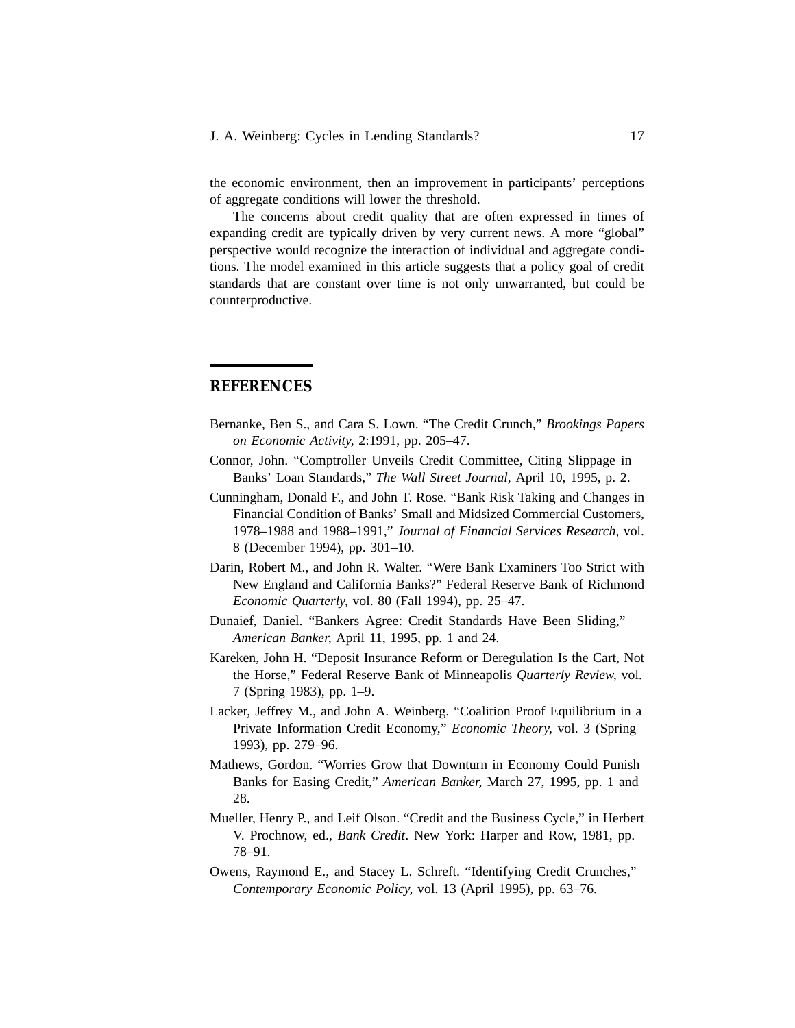the economic environment, then an improvement in participants' perceptions of aggregate conditions will lower the threshold.

The concerns about credit quality that are often expressed in times of expanding credit are typically driven by very current news. A more "global" perspective would recognize the interaction of individual and aggregate conditions. The model examined in this article suggests that a policy goal of credit standards that are constant over time is not only unwarranted, but could be counterproductive.

## REFERENCES

Bernanke, Ben S., and Cara S. Lown. "The Credit Crunch," *Brookings Papers on Economic Activity,* 2:1991, pp. 205–47.

Connor, John. "Comptroller Unveils Credit Committee, Citing Slippage in Banks' Loan Standards," *The Wall Street Journal,* April 10, 1995, p. 2.

Cunningham, Donald F., and John T. Rose. "Bank Risk Taking and Changes in Financial Condition of Banks' Small and Midsized Commercial Customers, 1978–1988 and 1988–1991," *Journal of Financial Services Research,* vol. 8 (December 1994), pp. 301–10.

Darin, Robert M., and John R. Walter. "Were Bank Examiners Too Strict with New England and California Banks?" Federal Reserve Bank of Richmond *Economic Quarterly,* vol. 80 (Fall 1994), pp. 25–47.

Dunaief, Daniel. "Bankers Agree: Credit Standards Have Been Sliding," *American Banker,* April 11, 1995, pp. 1 and 24.

Kareken, John H. "Deposit Insurance Reform or Deregulation Is the Cart, Not the Horse," Federal Reserve Bank of Minneapolis *Quarterly Review,* vol. 7 (Spring 1983), pp. 1–9.

Lacker, Jeffrey M., and John A. Weinberg. "Coalition Proof Equilibrium in a Private Information Credit Economy," *Economic Theory,* vol. 3 (Spring 1993), pp. 279–96.

Mathews, Gordon. "Worries Grow that Downturn in Economy Could Punish Banks for Easing Credit," *American Banker,* March 27, 1995, pp. 1 and 28.

Mueller, Henry P., and Leif Olson. "Credit and the Business Cycle," in Herbert V. Prochnow, ed., *Bank Credit*. New York: Harper and Row, 1981, pp. 78–91.

Owens, Raymond E., and Stacey L. Schreft. "Identifying Credit Crunches," *Contemporary Economic Policy,* vol. 13 (April 1995), pp. 63–76.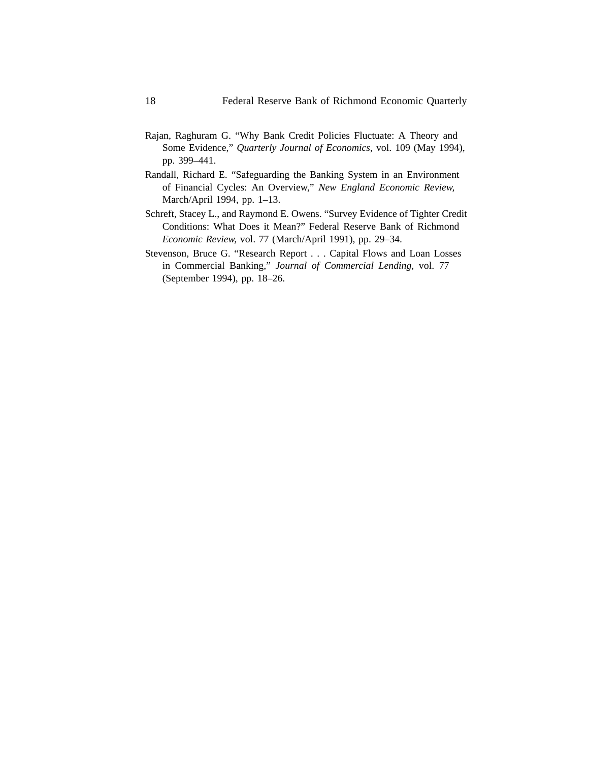Rajan, Raghuram G. “Why Bank Credit Policies Fluctuate: A Theory and Some Evidence,” *Quarterly Journal of Economics*, vol. 109 (May 1994), pp. 399–441.

Randall, Richard E. “Safeguarding the Banking System in an Environment of Financial Cycles: An Overview,” *New England Economic Review,* March/April 1994, pp. 1–13.

Schreft, Stacey L., and Raymond E. Owens. “Survey Evidence of Tighter Credit Conditions: What Does it Mean?” Federal Reserve Bank of Richmond *Economic Review,* vol. 77 (March/April 1991), pp. 29–34.

Stevenson, Bruce G. “Research Report . . . Capital Flows and Loan Losses in Commercial Banking,” *Journal of Commercial Lending,* vol. 77 (September 1994), pp. 18–26.